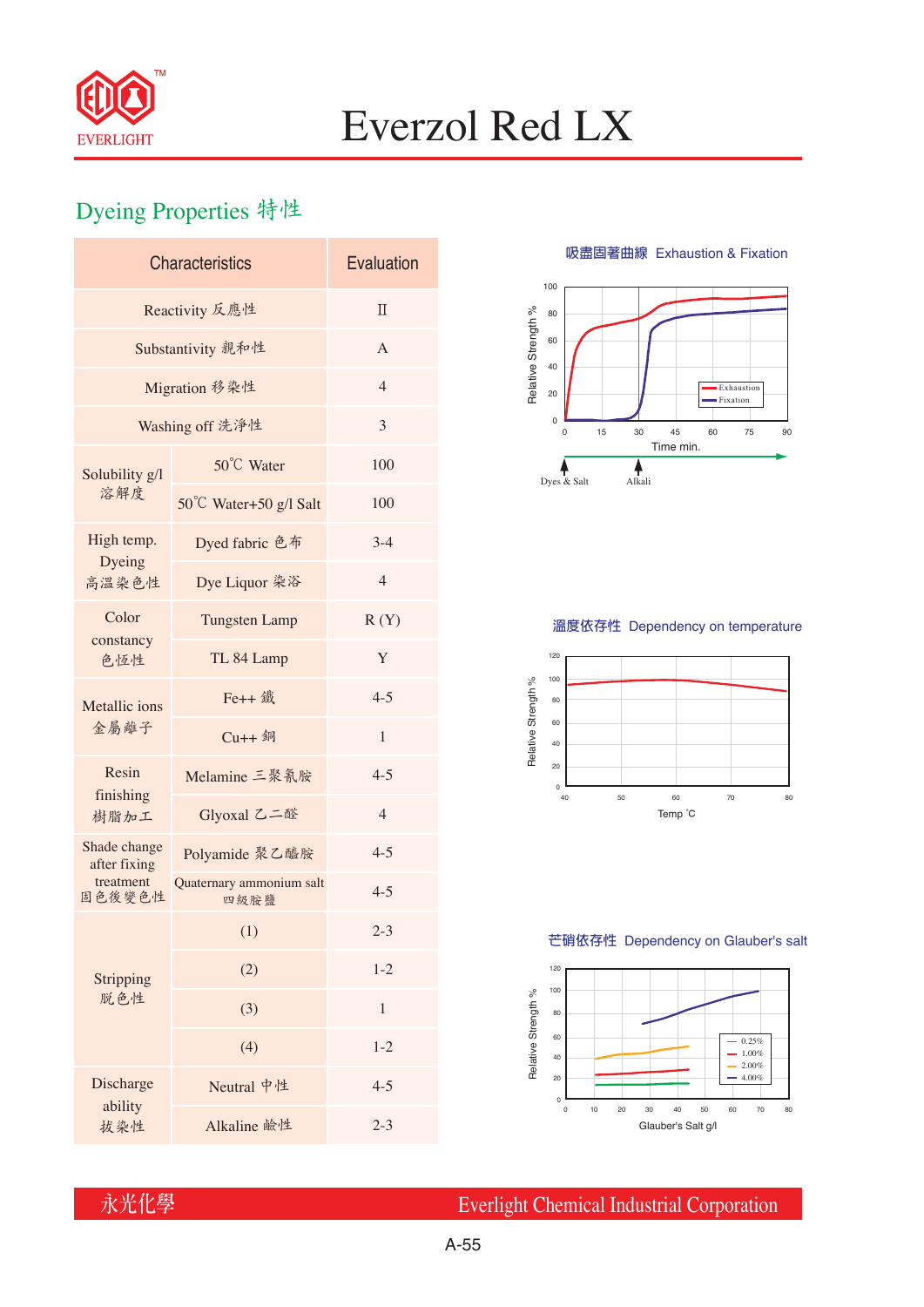EVERLIGHT

# Everzol Red LX

## Dyeing Properties 特性

| Characteristics | | Evaluation |
|---|---|---|
| Reactivity 反應性 | | II |
| Substantivity 親和性 | | A |
| Migration 移染性 | | 4 |
| Washing off 洗淨性 | | 3 |
| Solubility g/l 溶解度 | 50℃ Water | 100 |
| | 50℃ Water+50 g/l Salt | 100 |
| High temp. Dyeing 高溫染色性 | Dyed fabric 色布 | 3-4 |
| | Dye Liquor 染浴 | 4 |
| Color constancy 色恆性 | Tungsten Lamp | R (Y) |
| | TL 84 Lamp | Y |
| Metallic ions 金屬離子 | Fe++ 鐵 | 4-5 |
| | Cu++ 銅 | 1 |
| Resin finishing 樹脂加工 | Melamine 三聚氰胺 | 4-5 |
| | Glyoxal 乙二醛 | 4 |
| Shade change after fixing treatment 固色後變色性 | Polyamide 聚乙醯胺 | 4-5 |
| | Quaternary ammonium salt 四級胺鹽 | 4-5 |
| Stripping 脫色性 | (1) | 2-3 |
| | (2) | 1-2 |
| | (3) | 1 |
| | (4) | 1-2 |
| Discharge ability 拔染性 | Neutral 中性 | 4-5 |
| | Alkaline 鹼性 | 2-3 |

吸盡固著曲線 Exhaustion & Fixation

Relative Strength %
0 20 40 60 80 100
0 15 30 45 60 75 90
Time min.
Exhaustion
Fixation
Dyes & Salt
Alkali

溫度依存性 Dependency on temperature

Relative Strength %
0 20 40 60 80 100 120
40 50 60 70 80
Temp ℃

芒硝依存性 Dependency on Glauber's salt

Relative Strength %
0 20 40 60 80 100 120
0 10 20 30 40 50 60 70 80
Glauber's Salt g/l
0.25%
1.00%
2.00%
4.00%

永光化學 Everlight Chemical Industrial Corporation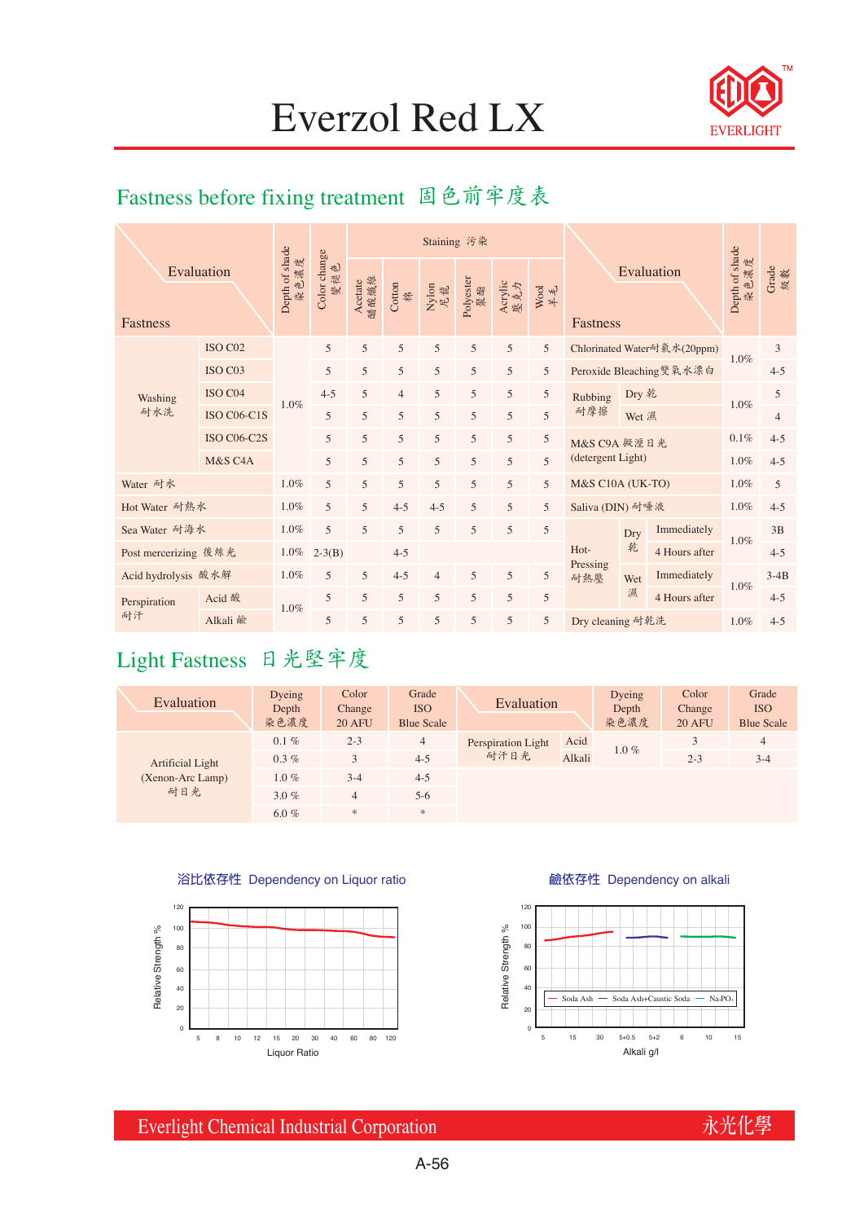# Everzol Red LX

EVERLIGHT

## Fastness before fixing treatment 固色前牢度表

| Fastness / Evaluation | | Depth of shade 染色濃度 | Color change 變褪色 | Staining 污染: Acetate 醋酸纖維 | Cotton 棉 | Nylon 尼龍 | Polyester 聚酯 | Acrylic 壓克力 | Wool 羊毛 |
|---|---|---|---|---|---|---|---|---|---|
| Washing 耐水洗 | ISO C02 | 1.0% | 5 | 5 | 5 | 5 | 5 | 5 | 5 |
| | ISO C03 | | 5 | 5 | 5 | 5 | 5 | 5 | 5 |
| | ISO C04 | | 4-5 | 5 | 4 | 5 | 5 | 5 | 5 |
| | ISO C06-C1S | | 5 | 5 | 5 | 5 | 5 | 5 | 5 |
| | ISO C06-C2S | | 5 | 5 | 5 | 5 | 5 | 5 | 5 |
| | M&S C4A | | 5 | 5 | 5 | 5 | 5 | 5 | 5 |
| Water 耐水 | | 1.0% | 5 | 5 | 5 | 5 | 5 | 5 | 5 |
| Hot Water 耐熱水 | | 1.0% | 5 | 5 | 4-5 | 4-5 | 5 | 5 | 5 |
| Sea Water 耐海水 | | 1.0% | 5 | 5 | 5 | 5 | 5 | 5 | 5 |
| Post mercerizing 後絲光 | | 1.0% | 2-3(B) | | 4-5 | | | | |
| Acid hydrolysis 酸水解 | | 1.0% | 5 | 5 | 4-5 | 4 | 5 | 5 | 5 |
| Perspiration 耐汗 | Acid 酸 | 1.0% | 5 | 5 | 5 | 5 | 5 | 5 | 5 |
| | Alkali 鹼 | | 5 | 5 | 5 | 5 | 5 | 5 | 5 |

| Fastness / Evaluation | | | Depth of shade 染色濃度 | Grade 級數 |
|---|---|---|---|---|
| Chlorinated Water耐氯水(20ppm) | | | 1.0% | 3 |
| Peroxide Bleaching雙氧水漂白 | | | | 4-5 |
| Rubbing 耐摩擦 | Dry 乾 | | 1.0% | 5 |
| | Wet 濕 | | | 4 |
| M&S C9A 擬洗日光 (detergent Light) | | | 0.1% | 4-5 |
| | | | 1.0% | 4-5 |
| M&S C10A (UK-TO) | | | 1.0% | 5 |
| Saliva (DIN) 耐唾液 | | | 1.0% | 4-5 |
| Hot-Pressing 耐熱壓 | Dry 乾 | Immediately | 1.0% | 3B |
| | | 4 Hours after | | 4-5 |
| | Wet 濕 | Immediately | 1.0% | 3-4B |
| | | 4 Hours after | | 4-5 |
| Dry cleaning 耐乾洗 | | | 1.0% | 4-5 |

## Light Fastness 日光堅牢度

| Evaluation | Dyeing Depth 染色濃度 | Color Change 20 AFU | Grade ISO Blue Scale |
|---|---|---|---|
| Artificial Light (Xenon-Arc Lamp) 耐日光 | 0.1 % | 2-3 | 4 |
| | 0.3 % | 3 | 4-5 |
| | 1.0 % | 3-4 | 4-5 |
| | 3.0 % | 4 | 5-6 |
| | 6.0 % | * | * |

| Evaluation | | Dyeing Depth 染色濃度 | Color Change 20 AFU | Grade ISO Blue Scale |
|---|---|---|---|---|
| Perspiration Light 耐汗日光 | Acid | 1.0 % | 3 | 4 |
| | Alkali | | 2-3 | 3-4 |

浴比依存性 Dependency on Liquor ratio

Relative Strength %

120
100
80
60
40
20
0

5 8 10 12 15 20 30 40 60 80 120

Liquor Ratio

鹼依存性 Dependency on alkali

Relative Strength %

120
100
80
60
40
20
0

Soda Ash — Soda Ash+Caustic Soda — $Na_3PO_4$

5 15 30 5+0.5 5+2 6 10 15

Alkali g/l

Everlight Chemical Industrial Corporation 永光化學